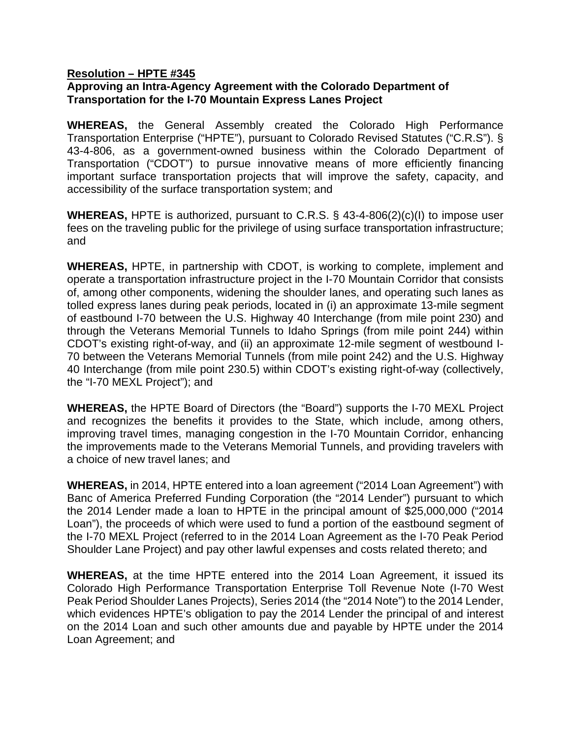**Resolution – HPTE #345**

**Approving an Intra-Agency Agreement with the Colorado Department of Transportation for the I-70 Mountain Express Lanes Project**

**WHEREAS,** the General Assembly created the Colorado High Performance Transportation Enterprise ("HPTE"), pursuant to Colorado Revised Statutes ("C.R.S"). § 43-4-806, as a government-owned business within the Colorado Department of Transportation ("CDOT") to pursue innovative means of more efficiently financing important surface transportation projects that will improve the safety, capacity, and accessibility of the surface transportation system; and

**WHEREAS,** HPTE is authorized, pursuant to C.R.S. § 43-4-806(2)(c)(I) to impose user fees on the traveling public for the privilege of using surface transportation infrastructure; and

**WHEREAS,** HPTE, in partnership with CDOT, is working to complete, implement and operate a transportation infrastructure project in the I-70 Mountain Corridor that consists of, among other components, widening the shoulder lanes, and operating such lanes as tolled express lanes during peak periods, located in (i) an approximate 13-mile segment of eastbound I-70 between the U.S. Highway 40 Interchange (from mile point 230) and through the Veterans Memorial Tunnels to Idaho Springs (from mile point 244) within CDOT's existing right-of-way, and (ii) an approximate 12-mile segment of westbound I-70 between the Veterans Memorial Tunnels (from mile point 242) and the U.S. Highway 40 Interchange (from mile point 230.5) within CDOT's existing right-of-way (collectively, the "I-70 MEXL Project"); and

**WHEREAS,** the HPTE Board of Directors (the "Board") supports the I-70 MEXL Project and recognizes the benefits it provides to the State, which include, among others, improving travel times, managing congestion in the I-70 Mountain Corridor, enhancing the improvements made to the Veterans Memorial Tunnels, and providing travelers with a choice of new travel lanes; and

**WHEREAS,** in 2014, HPTE entered into a loan agreement ("2014 Loan Agreement") with Banc of America Preferred Funding Corporation (the "2014 Lender") pursuant to which the 2014 Lender made a loan to HPTE in the principal amount of $25,000,000 ("2014 Loan"), the proceeds of which were used to fund a portion of the eastbound segment of the I-70 MEXL Project (referred to in the 2014 Loan Agreement as the I-70 Peak Period Shoulder Lane Project) and pay other lawful expenses and costs related thereto; and

**WHEREAS,** at the time HPTE entered into the 2014 Loan Agreement, it issued its Colorado High Performance Transportation Enterprise Toll Revenue Note (I-70 West Peak Period Shoulder Lanes Projects), Series 2014 (the "2014 Note") to the 2014 Lender, which evidences HPTE's obligation to pay the 2014 Lender the principal of and interest on the 2014 Loan and such other amounts due and payable by HPTE under the 2014 Loan Agreement; and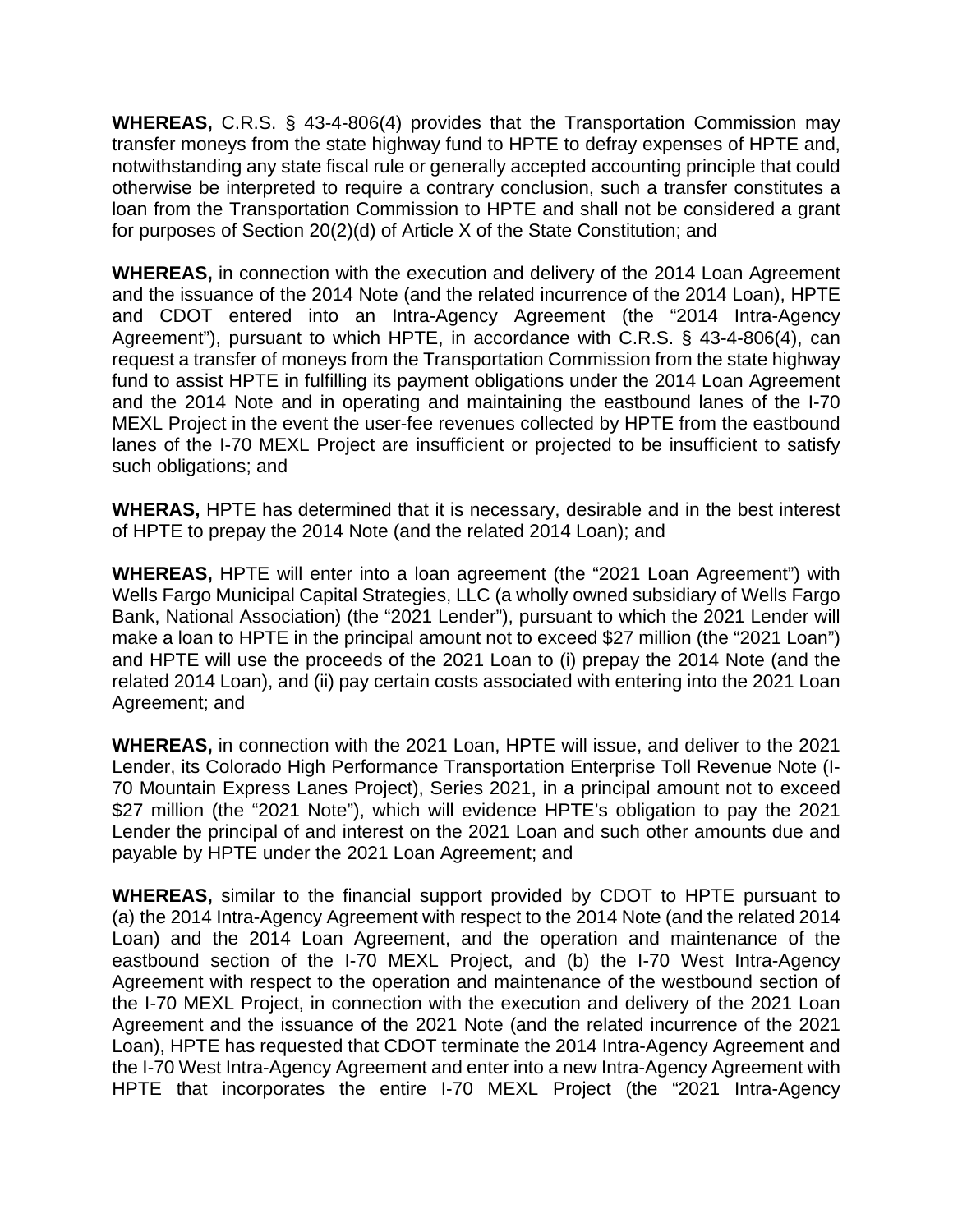**WHEREAS,** C.R.S. § 43-4-806(4) provides that the Transportation Commission may transfer moneys from the state highway fund to HPTE to defray expenses of HPTE and, notwithstanding any state fiscal rule or generally accepted accounting principle that could otherwise be interpreted to require a contrary conclusion, such a transfer constitutes a loan from the Transportation Commission to HPTE and shall not be considered a grant for purposes of Section 20(2)(d) of Article X of the State Constitution; and

**WHEREAS,** in connection with the execution and delivery of the 2014 Loan Agreement and the issuance of the 2014 Note (and the related incurrence of the 2014 Loan), HPTE and CDOT entered into an Intra-Agency Agreement (the "2014 Intra-Agency Agreement"), pursuant to which HPTE, in accordance with C.R.S. § 43-4-806(4), can request a transfer of moneys from the Transportation Commission from the state highway fund to assist HPTE in fulfilling its payment obligations under the 2014 Loan Agreement and the 2014 Note and in operating and maintaining the eastbound lanes of the I-70 MEXL Project in the event the user-fee revenues collected by HPTE from the eastbound lanes of the I-70 MEXL Project are insufficient or projected to be insufficient to satisfy such obligations; and

**WHERAS,** HPTE has determined that it is necessary, desirable and in the best interest of HPTE to prepay the 2014 Note (and the related 2014 Loan); and

**WHEREAS,** HPTE will enter into a loan agreement (the "2021 Loan Agreement") with Wells Fargo Municipal Capital Strategies, LLC (a wholly owned subsidiary of Wells Fargo Bank, National Association) (the "2021 Lender"), pursuant to which the 2021 Lender will make a loan to HPTE in the principal amount not to exceed $27 million (the "2021 Loan") and HPTE will use the proceeds of the 2021 Loan to (i) prepay the 2014 Note (and the related 2014 Loan), and (ii) pay certain costs associated with entering into the 2021 Loan Agreement; and

**WHEREAS,** in connection with the 2021 Loan, HPTE will issue, and deliver to the 2021 Lender, its Colorado High Performance Transportation Enterprise Toll Revenue Note (I-70 Mountain Express Lanes Project), Series 2021, in a principal amount not to exceed $27 million (the "2021 Note"), which will evidence HPTE's obligation to pay the 2021 Lender the principal of and interest on the 2021 Loan and such other amounts due and payable by HPTE under the 2021 Loan Agreement; and

**WHEREAS,** similar to the financial support provided by CDOT to HPTE pursuant to (a) the 2014 Intra-Agency Agreement with respect to the 2014 Note (and the related 2014 Loan) and the 2014 Loan Agreement, and the operation and maintenance of the eastbound section of the I-70 MEXL Project, and (b) the I-70 West Intra-Agency Agreement with respect to the operation and maintenance of the westbound section of the I-70 MEXL Project, in connection with the execution and delivery of the 2021 Loan Agreement and the issuance of the 2021 Note (and the related incurrence of the 2021 Loan), HPTE has requested that CDOT terminate the 2014 Intra-Agency Agreement and the I-70 West Intra-Agency Agreement and enter into a new Intra-Agency Agreement with HPTE that incorporates the entire I-70 MEXL Project (the "2021 Intra-Agency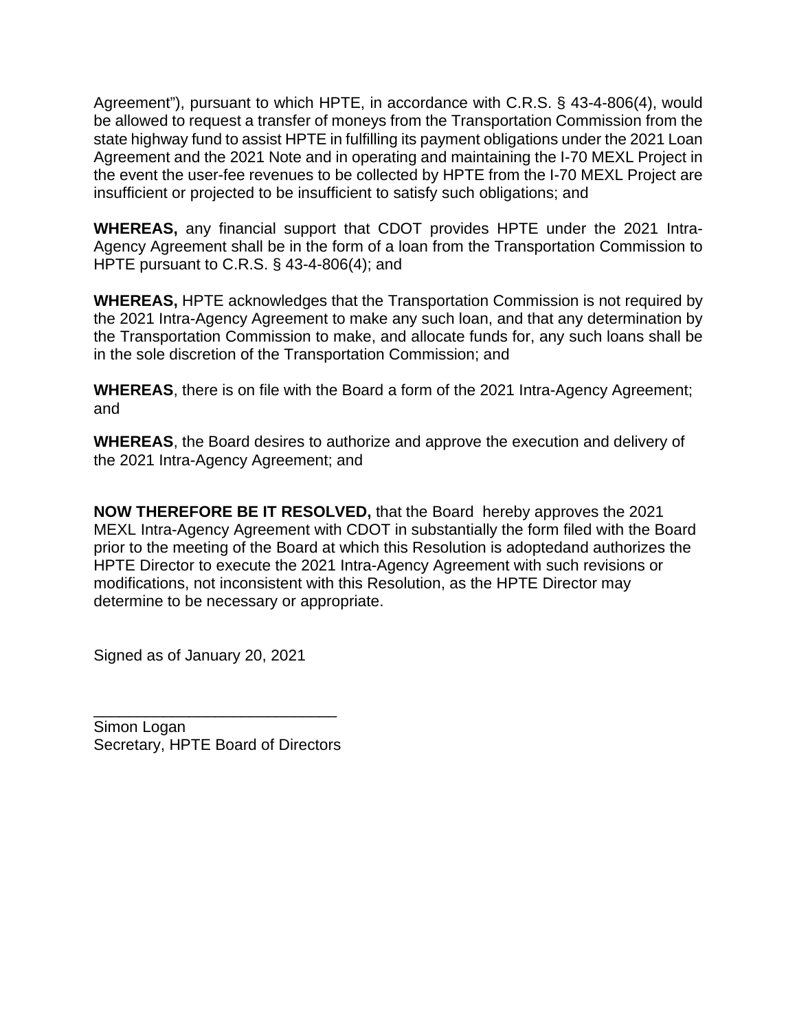Agreement"), pursuant to which HPTE, in accordance with C.R.S. § 43-4-806(4), would be allowed to request a transfer of moneys from the Transportation Commission from the state highway fund to assist HPTE in fulfilling its payment obligations under the 2021 Loan Agreement and the 2021 Note and in operating and maintaining the I-70 MEXL Project in the event the user-fee revenues to be collected by HPTE from the I-70 MEXL Project are insufficient or projected to be insufficient to satisfy such obligations; and

**WHEREAS,** any financial support that CDOT provides HPTE under the 2021 Intra-Agency Agreement shall be in the form of a loan from the Transportation Commission to HPTE pursuant to C.R.S. § 43-4-806(4); and

**WHEREAS,** HPTE acknowledges that the Transportation Commission is not required by the 2021 Intra-Agency Agreement to make any such loan, and that any determination by the Transportation Commission to make, and allocate funds for, any such loans shall be in the sole discretion of the Transportation Commission; and

**WHEREAS**, there is on file with the Board a form of the 2021 Intra-Agency Agreement; and

**WHEREAS**, the Board desires to authorize and approve the execution and delivery of the 2021 Intra-Agency Agreement; and

**NOW THEREFORE BE IT RESOLVED,** that the Board hereby approves the 2021 MEXL Intra-Agency Agreement with CDOT in substantially the form filed with the Board prior to the meeting of the Board at which this Resolution is adoptedand authorizes the HPTE Director to execute the 2021 Intra-Agency Agreement with such revisions or modifications, not inconsistent with this Resolution, as the HPTE Director may determine to be necessary or appropriate.

Signed as of January 20, 2021

_____________________________
Simon Logan
Secretary, HPTE Board of Directors